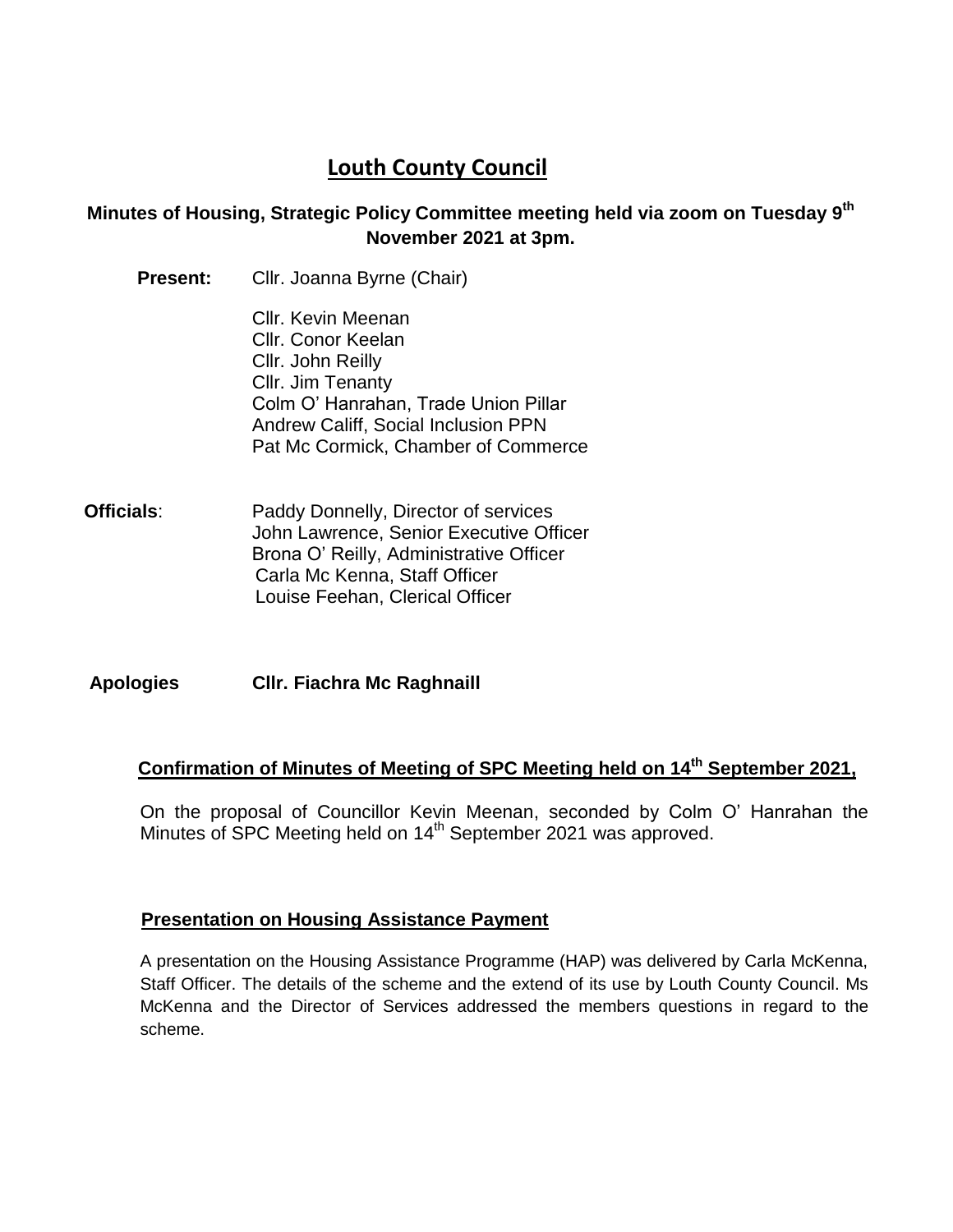# Louth County Council

**Minutes of Housing, Strategic Policy Committee meeting held via zoom on Tuesday 9th November 2021 at 3pm.**

**Present:** Cllr. Joanna Byrne (Chair)

Cllr. Kevin Meenan
Cllr. Conor Keelan
Cllr. John Reilly
Cllr. Jim Tenanty
Colm O' Hanrahan, Trade Union Pillar
Andrew Califf, Social Inclusion PPN
Pat Mc Cormick, Chamber of Commerce

**Officials**: Paddy Donnelly, Director of services
John Lawrence, Senior Executive Officer
Brona O' Reilly, Administrative Officer
Carla Mc Kenna, Staff Officer
Louise Feehan, Clerical Officer

**Apologies** **Cllr. Fiachra Mc Raghnaill**

## Confirmation of Minutes of Meeting of SPC Meeting held on 14th September 2021,

On the proposal of Councillor Kevin Meenan, seconded by Colm O' Hanrahan the Minutes of SPC Meeting held on 14th September 2021 was approved.

## Presentation on Housing Assistance Payment

A presentation on the Housing Assistance Programme (HAP) was delivered by Carla McKenna, Staff Officer. The details of the scheme and the extend of its use by Louth County Council. Ms McKenna and the Director of Services addressed the members questions in regard to the scheme.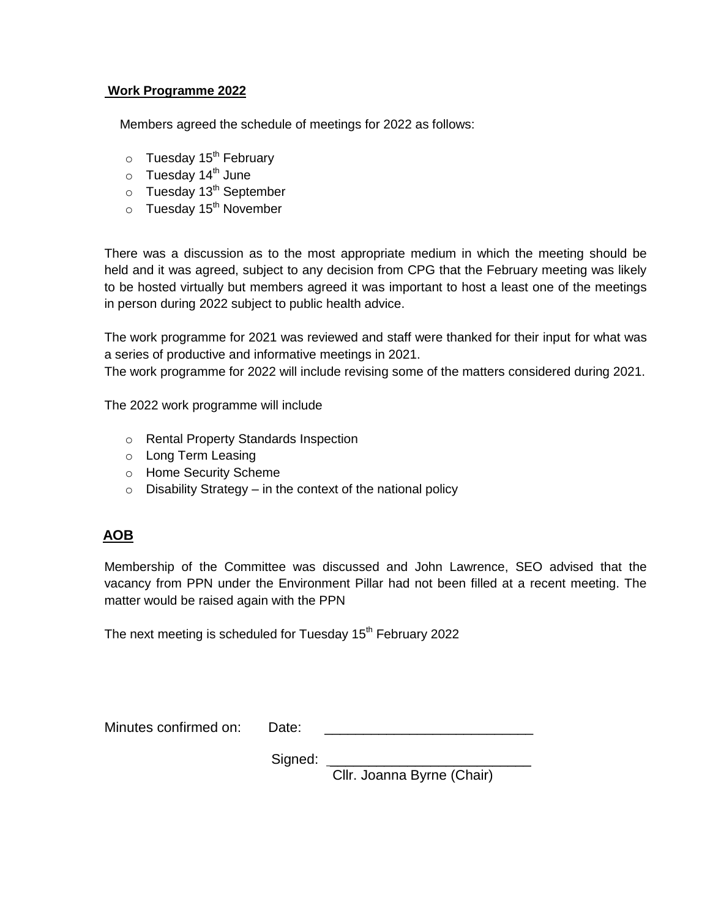**Work Programme 2022**

Members agreed the schedule of meetings for 2022 as follows:

- Tuesday 15th February
- Tuesday 14th June
- Tuesday 13th September
- Tuesday 15th November

There was a discussion as to the most appropriate medium in which the meeting should be held and it was agreed, subject to any decision from CPG that the February meeting was likely to be hosted virtually but members agreed it was important to host a least one of the meetings in person during 2022 subject to public health advice.

The work programme for 2021 was reviewed and staff were thanked for their input for what was a series of productive and informative meetings in 2021.
The work programme for 2022 will include revising some of the matters considered during 2021.

The 2022 work programme will include

- Rental Property Standards Inspection
- Long Term Leasing
- Home Security Scheme
- Disability Strategy – in the context of the national policy

## AOB

Membership of the Committee was discussed and John Lawrence, SEO advised that the vacancy from PPN under the Environment Pillar had not been filled at a recent meeting. The matter would be raised again with the PPN

The next meeting is scheduled for Tuesday 15th February 2022

Minutes confirmed on: Date: ___________________________

Signed: ___________________________
Cllr. Joanna Byrne (Chair)